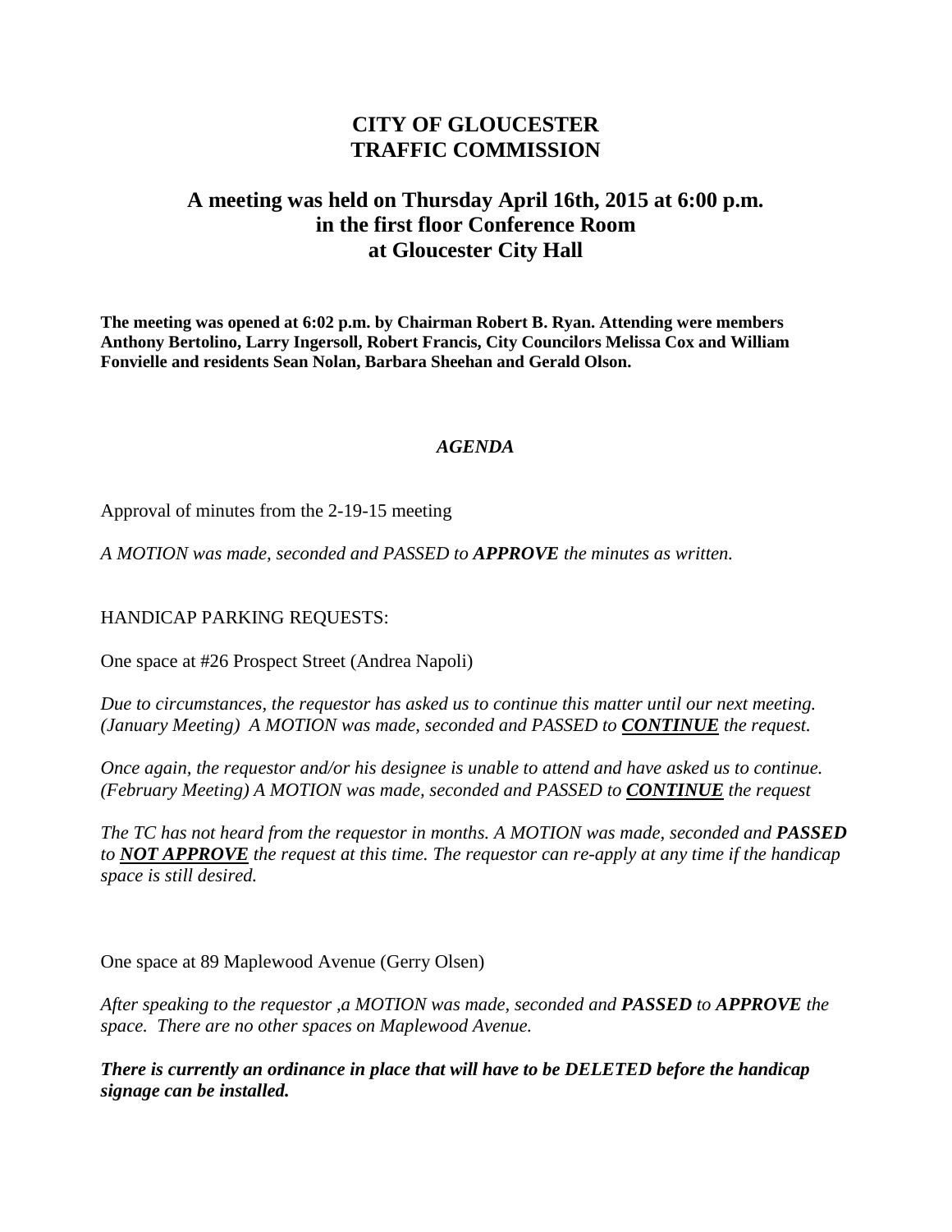# CITY OF GLOUCESTER
# TRAFFIC COMMISSION

## A meeting was held on Thursday April 16th, 2015 at 6:00 p.m. in the first floor Conference Room at Gloucester City Hall

**The meeting was opened at 6:02 p.m. by Chairman Robert B. Ryan. Attending were members Anthony Bertolino, Larry Ingersoll, Robert Francis, City Councilors Melissa Cox and William Fonvielle and residents Sean Nolan, Barbara Sheehan and Gerald Olson.**

***AGENDA***

Approval of minutes from the 2-19-15 meeting

*A MOTION was made, seconded and PASSED to **APPROVE** the minutes as written.*

HANDICAP PARKING REQUESTS:

One space at #26 Prospect Street (Andrea Napoli)

*Due to circumstances, the requestor has asked us to continue this matter until our next meeting. (January Meeting) A MOTION was made, seconded and PASSED to **<u>CONTINUE</u>** the request.*

*Once again, the requestor and/or his designee is unable to attend and have asked us to continue. (February Meeting) A MOTION was made, seconded and PASSED to **<u>CONTINUE</u>** the request*

*The TC has not heard from the requestor in months. A MOTION was made, seconded and **PASSED** to **<u>NOT APPROVE</u>** the request at this time. The requestor can re-apply at any time if the handicap space is still desired.*

One space at 89 Maplewood Avenue (Gerry Olsen)

*After speaking to the requestor ,a MOTION was made, seconded and **PASSED** to **APPROVE** the space. There are no other spaces on Maplewood Avenue.*

***There is currently an ordinance in place that will have to be DELETED before the handicap signage can be installed.***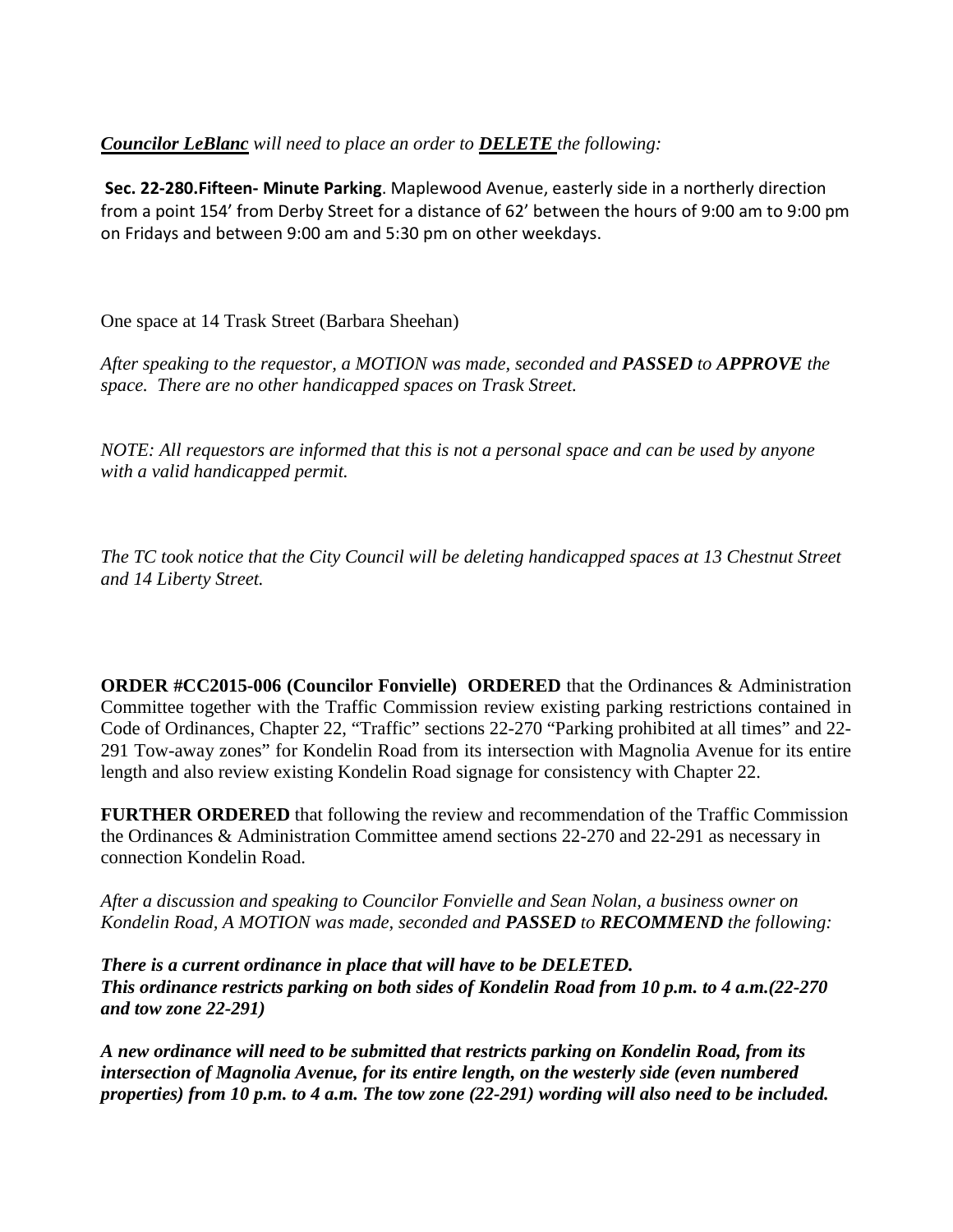***Councilor LeBlanc** will need to place an order to **DELETE** the following:*

**Sec. 22-280.Fifteen- Minute Parking**. Maplewood Avenue, easterly side in a northerly direction from a point 154' from Derby Street for a distance of 62' between the hours of 9:00 am to 9:00 pm on Fridays and between 9:00 am and 5:30 pm on other weekdays.

One space at 14 Trask Street (Barbara Sheehan)

*After speaking to the requestor, a MOTION was made, seconded and **PASSED** to **APPROVE** the space. There are no other handicapped spaces on Trask Street.*

*NOTE: All requestors are informed that this is not a personal space and can be used by anyone with a valid handicapped permit.*

*The TC took notice that the City Council will be deleting handicapped spaces at 13 Chestnut Street and 14 Liberty Street.*

**ORDER #CC2015-006 (Councilor Fonvielle) ORDERED** that the Ordinances & Administration Committee together with the Traffic Commission review existing parking restrictions contained in Code of Ordinances, Chapter 22, "Traffic" sections 22-270 "Parking prohibited at all times" and 22-291 Tow-away zones" for Kondelin Road from its intersection with Magnolia Avenue for its entire length and also review existing Kondelin Road signage for consistency with Chapter 22.

**FURTHER ORDERED** that following the review and recommendation of the Traffic Commission the Ordinances & Administration Committee amend sections 22-270 and 22-291 as necessary in connection Kondelin Road.

*After a discussion and speaking to Councilor Fonvielle and Sean Nolan, a business owner on Kondelin Road, A MOTION was made, seconded and **PASSED** to **RECOMMEND** the following:*

***There is a current ordinance in place that will have to be DELETED.***
***This ordinance restricts parking on both sides of Kondelin Road from 10 p.m. to 4 a.m.(22-270 and tow zone 22-291)***

***A new ordinance will need to be submitted that restricts parking on Kondelin Road, from its intersection of Magnolia Avenue, for its entire length, on the westerly side (even numbered properties) from 10 p.m. to 4 a.m. The tow zone (22-291) wording will also need to be included.***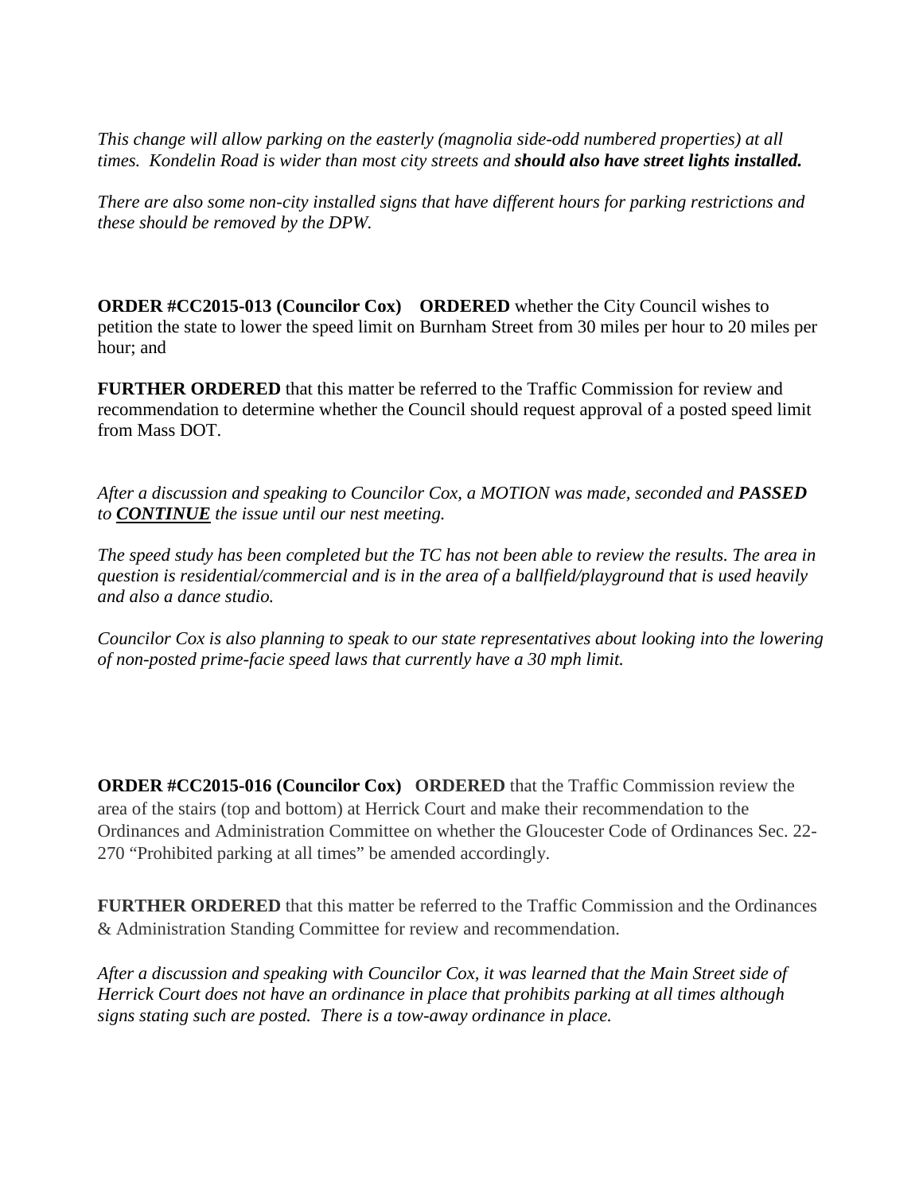*This change will allow parking on the easterly (magnolia side-odd numbered properties) at all times. Kondelin Road is wider than most city streets and* ***should also have street lights installed.***

*There are also some non-city installed signs that have different hours for parking restrictions and these should be removed by the DPW.*

**ORDER #CC2015-013 (Councilor Cox)** **ORDERED** whether the City Council wishes to petition the state to lower the speed limit on Burnham Street from 30 miles per hour to 20 miles per hour; and

**FURTHER ORDERED** that this matter be referred to the Traffic Commission for review and recommendation to determine whether the Council should request approval of a posted speed limit from Mass DOT.

*After a discussion and speaking to Councilor Cox, a MOTION was made, seconded and* ***PASSED*** *to* ***CONTINUE*** *the issue until our nest meeting.*

*The speed study has been completed but the TC has not been able to review the results. The area in question is residential/commercial and is in the area of a ballfield/playground that is used heavily and also a dance studio.*

*Councilor Cox is also planning to speak to our state representatives about looking into the lowering of non-posted prime-facie speed laws that currently have a 30 mph limit.*

**ORDER #CC2015-016 (Councilor Cox)** **ORDERED** that the Traffic Commission review the area of the stairs (top and bottom) at Herrick Court and make their recommendation to the Ordinances and Administration Committee on whether the Gloucester Code of Ordinances Sec. 22-270 "Prohibited parking at all times" be amended accordingly.

**FURTHER ORDERED** that this matter be referred to the Traffic Commission and the Ordinances & Administration Standing Committee for review and recommendation.

*After a discussion and speaking with Councilor Cox, it was learned that the Main Street side of Herrick Court does not have an ordinance in place that prohibits parking at all times although signs stating such are posted. There is a tow-away ordinance in place.*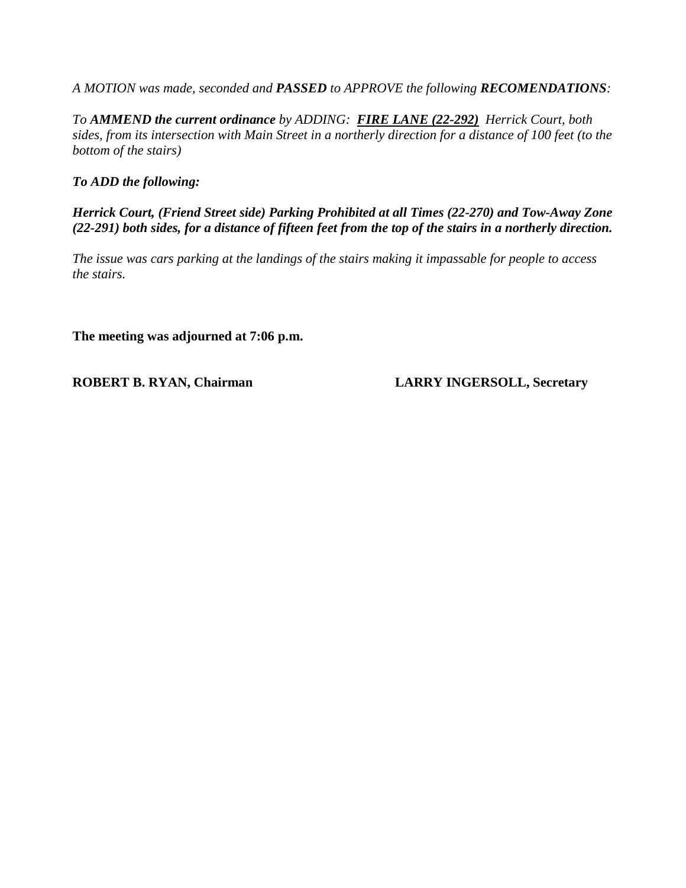*A MOTION was made, seconded and **PASSED** to APPROVE the following **RECOMENDATIONS**:*

*To **AMMEND the current ordinance** by ADDING: **<u>FIRE LANE (22-292)</u>** Herrick Court, both sides, from its intersection with Main Street in a northerly direction for a distance of 100 feet (to the bottom of the stairs)*

***To ADD the following:***

***Herrick Court, (Friend Street side) Parking Prohibited at all Times (22-270) and Tow-Away Zone (22-291) both sides, for a distance of fifteen feet from the top of the stairs in a northerly direction.***

*The issue was cars parking at the landings of the stairs making it impassable for people to access the stairs.*

**The meeting was adjourned at 7:06 p.m.**

**ROBERT B. RYAN, Chairman** **LARRY INGERSOLL, Secretary**